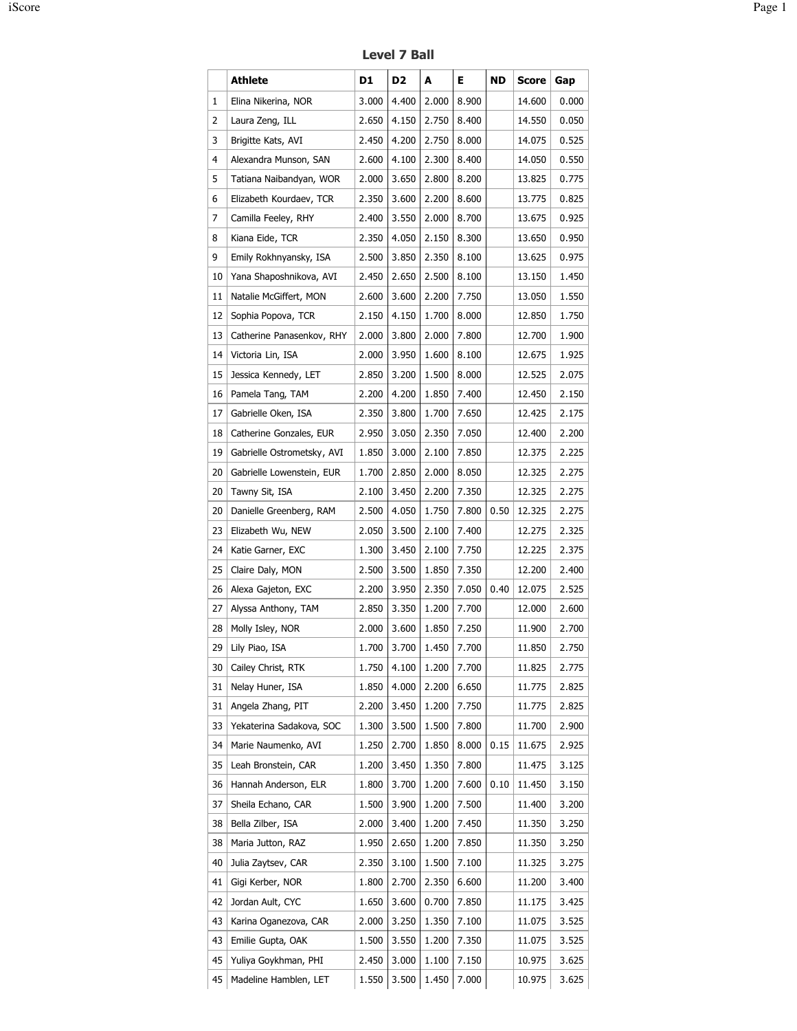# Level 7 Ball

| | Athlete | D1 | D2 | A | E | ND | Score | Gap |
|---|---|---|---|---|---|---|---|---|
| 1 | Elina Nikerina, NOR | 3.000 | 4.400 | 2.000 | 8.900 | | 14.600 | 0.000 |
| 2 | Laura Zeng, ILL | 2.650 | 4.150 | 2.750 | 8.400 | | 14.550 | 0.050 |
| 3 | Brigitte Kats, AVI | 2.450 | 4.200 | 2.750 | 8.000 | | 14.075 | 0.525 |
| 4 | Alexandra Munson, SAN | 2.600 | 4.100 | 2.300 | 8.400 | | 14.050 | 0.550 |
| 5 | Tatiana Naibandyan, WOR | 2.000 | 3.650 | 2.800 | 8.200 | | 13.825 | 0.775 |
| 6 | Elizabeth Kourdaev, TCR | 2.350 | 3.600 | 2.200 | 8.600 | | 13.775 | 0.825 |
| 7 | Camilla Feeley, RHY | 2.400 | 3.550 | 2.000 | 8.700 | | 13.675 | 0.925 |
| 8 | Kiana Eide, TCR | 2.350 | 4.050 | 2.150 | 8.300 | | 13.650 | 0.950 |
| 9 | Emily Rokhnyansky, ISA | 2.500 | 3.850 | 2.350 | 8.100 | | 13.625 | 0.975 |
| 10 | Yana Shaposhnikova, AVI | 2.450 | 2.650 | 2.500 | 8.100 | | 13.150 | 1.450 |
| 11 | Natalie McGiffert, MON | 2.600 | 3.600 | 2.200 | 7.750 | | 13.050 | 1.550 |
| 12 | Sophia Popova, TCR | 2.150 | 4.150 | 1.700 | 8.000 | | 12.850 | 1.750 |
| 13 | Catherine Panasenkov, RHY | 2.000 | 3.800 | 2.000 | 7.800 | | 12.700 | 1.900 |
| 14 | Victoria Lin, ISA | 2.000 | 3.950 | 1.600 | 8.100 | | 12.675 | 1.925 |
| 15 | Jessica Kennedy, LET | 2.850 | 3.200 | 1.500 | 8.000 | | 12.525 | 2.075 |
| 16 | Pamela Tang, TAM | 2.200 | 4.200 | 1.850 | 7.400 | | 12.450 | 2.150 |
| 17 | Gabrielle Oken, ISA | 2.350 | 3.800 | 1.700 | 7.650 | | 12.425 | 2.175 |
| 18 | Catherine Gonzales, EUR | 2.950 | 3.050 | 2.350 | 7.050 | | 12.400 | 2.200 |
| 19 | Gabrielle Ostrometsky, AVI | 1.850 | 3.000 | 2.100 | 7.850 | | 12.375 | 2.225 |
| 20 | Gabrielle Lowenstein, EUR | 1.700 | 2.850 | 2.000 | 8.050 | | 12.325 | 2.275 |
| 20 | Tawny Sit, ISA | 2.100 | 3.450 | 2.200 | 7.350 | | 12.325 | 2.275 |
| 20 | Danielle Greenberg, RAM | 2.500 | 4.050 | 1.750 | 7.800 | 0.50 | 12.325 | 2.275 |
| 23 | Elizabeth Wu, NEW | 2.050 | 3.500 | 2.100 | 7.400 | | 12.275 | 2.325 |
| 24 | Katie Garner, EXC | 1.300 | 3.450 | 2.100 | 7.750 | | 12.225 | 2.375 |
| 25 | Claire Daly, MON | 2.500 | 3.500 | 1.850 | 7.350 | | 12.200 | 2.400 |
| 26 | Alexa Gajeton, EXC | 2.200 | 3.950 | 2.350 | 7.050 | 0.40 | 12.075 | 2.525 |
| 27 | Alyssa Anthony, TAM | 2.850 | 3.350 | 1.200 | 7.700 | | 12.000 | 2.600 |
| 28 | Molly Isley, NOR | 2.000 | 3.600 | 1.850 | 7.250 | | 11.900 | 2.700 |
| 29 | Lily Piao, ISA | 1.700 | 3.700 | 1.450 | 7.700 | | 11.850 | 2.750 |
| 30 | Cailey Christ, RTK | 1.750 | 4.100 | 1.200 | 7.700 | | 11.825 | 2.775 |
| 31 | Nelay Huner, ISA | 1.850 | 4.000 | 2.200 | 6.650 | | 11.775 | 2.825 |
| 31 | Angela Zhang, PIT | 2.200 | 3.450 | 1.200 | 7.750 | | 11.775 | 2.825 |
| 33 | Yekaterina Sadakova, SOC | 1.300 | 3.500 | 1.500 | 7.800 | | 11.700 | 2.900 |
| 34 | Marie Naumenko, AVI | 1.250 | 2.700 | 1.850 | 8.000 | 0.15 | 11.675 | 2.925 |
| 35 | Leah Bronstein, CAR | 1.200 | 3.450 | 1.350 | 7.800 | | 11.475 | 3.125 |
| 36 | Hannah Anderson, ELR | 1.800 | 3.700 | 1.200 | 7.600 | 0.10 | 11.450 | 3.150 |
| 37 | Sheila Echano, CAR | 1.500 | 3.900 | 1.200 | 7.500 | | 11.400 | 3.200 |
| 38 | Bella Zilber, ISA | 2.000 | 3.400 | 1.200 | 7.450 | | 11.350 | 3.250 |
| 38 | Maria Jutton, RAZ | 1.950 | 2.650 | 1.200 | 7.850 | | 11.350 | 3.250 |
| 40 | Julia Zaytsev, CAR | 2.350 | 3.100 | 1.500 | 7.100 | | 11.325 | 3.275 |
| 41 | Gigi Kerber, NOR | 1.800 | 2.700 | 2.350 | 6.600 | | 11.200 | 3.400 |
| 42 | Jordan Ault, CYC | 1.650 | 3.600 | 0.700 | 7.850 | | 11.175 | 3.425 |
| 43 | Karina Oganezova, CAR | 2.000 | 3.250 | 1.350 | 7.100 | | 11.075 | 3.525 |
| 43 | Emilie Gupta, OAK | 1.500 | 3.550 | 1.200 | 7.350 | | 11.075 | 3.525 |
| 45 | Yuliya Goykhman, PHI | 2.450 | 3.000 | 1.100 | 7.150 | | 10.975 | 3.625 |
| 45 | Madeline Hamblen, LET | 1.550 | 3.500 | 1.450 | 7.000 | | 10.975 | 3.625 |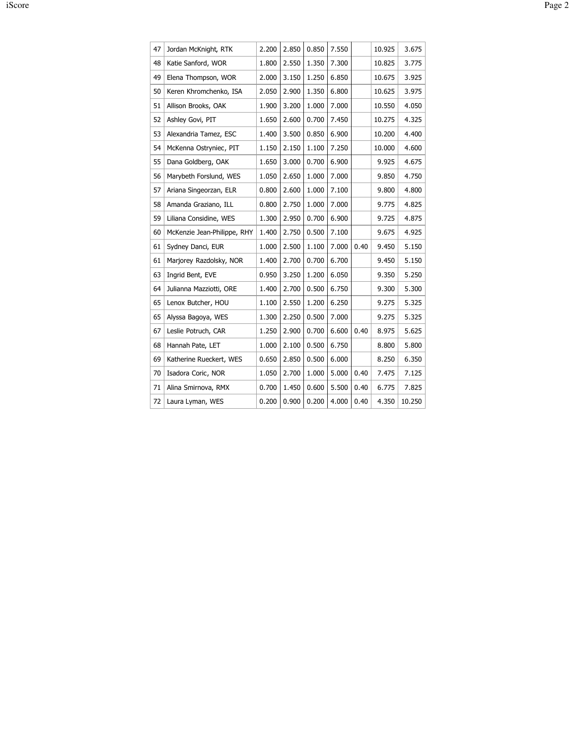| | | | | | | | | |
|---|---|---|---|---|---|---|---|---|
| 47 | Jordan McKnight, RTK | 2.200 | 2.850 | 0.850 | 7.550 | | 10.925 | 3.675 |
| 48 | Katie Sanford, WOR | 1.800 | 2.550 | 1.350 | 7.300 | | 10.825 | 3.775 |
| 49 | Elena Thompson, WOR | 2.000 | 3.150 | 1.250 | 6.850 | | 10.675 | 3.925 |
| 50 | Keren Khromchenko, ISA | 2.050 | 2.900 | 1.350 | 6.800 | | 10.625 | 3.975 |
| 51 | Allison Brooks, OAK | 1.900 | 3.200 | 1.000 | 7.000 | | 10.550 | 4.050 |
| 52 | Ashley Govi, PIT | 1.650 | 2.600 | 0.700 | 7.450 | | 10.275 | 4.325 |
| 53 | Alexandria Tamez, ESC | 1.400 | 3.500 | 0.850 | 6.900 | | 10.200 | 4.400 |
| 54 | McKenna Ostryniec, PIT | 1.150 | 2.150 | 1.100 | 7.250 | | 10.000 | 4.600 |
| 55 | Dana Goldberg, OAK | 1.650 | 3.000 | 0.700 | 6.900 | | 9.925 | 4.675 |
| 56 | Marybeth Forslund, WES | 1.050 | 2.650 | 1.000 | 7.000 | | 9.850 | 4.750 |
| 57 | Ariana Singeorzan, ELR | 0.800 | 2.600 | 1.000 | 7.100 | | 9.800 | 4.800 |
| 58 | Amanda Graziano, ILL | 0.800 | 2.750 | 1.000 | 7.000 | | 9.775 | 4.825 |
| 59 | Liliana Considine, WES | 1.300 | 2.950 | 0.700 | 6.900 | | 9.725 | 4.875 |
| 60 | McKenzie Jean-Philippe, RHY | 1.400 | 2.750 | 0.500 | 7.100 | | 9.675 | 4.925 |
| 61 | Sydney Danci, EUR | 1.000 | 2.500 | 1.100 | 7.000 | 0.40 | 9.450 | 5.150 |
| 61 | Marjorey Razdolsky, NOR | 1.400 | 2.700 | 0.700 | 6.700 | | 9.450 | 5.150 |
| 63 | Ingrid Bent, EVE | 0.950 | 3.250 | 1.200 | 6.050 | | 9.350 | 5.250 |
| 64 | Julianna Mazziotti, ORE | 1.400 | 2.700 | 0.500 | 6.750 | | 9.300 | 5.300 |
| 65 | Lenox Butcher, HOU | 1.100 | 2.550 | 1.200 | 6.250 | | 9.275 | 5.325 |
| 65 | Alyssa Bagoya, WES | 1.300 | 2.250 | 0.500 | 7.000 | | 9.275 | 5.325 |
| 67 | Leslie Potruch, CAR | 1.250 | 2.900 | 0.700 | 6.600 | 0.40 | 8.975 | 5.625 |
| 68 | Hannah Pate, LET | 1.000 | 2.100 | 0.500 | 6.750 | | 8.800 | 5.800 |
| 69 | Katherine Rueckert, WES | 0.650 | 2.850 | 0.500 | 6.000 | | 8.250 | 6.350 |
| 70 | Isadora Coric, NOR | 1.050 | 2.700 | 1.000 | 5.000 | 0.40 | 7.475 | 7.125 |
| 71 | Alina Smirnova, RMX | 0.700 | 1.450 | 0.600 | 5.500 | 0.40 | 6.775 | 7.825 |
| 72 | Laura Lyman, WES | 0.200 | 0.900 | 0.200 | 4.000 | 0.40 | 4.350 | 10.250 |